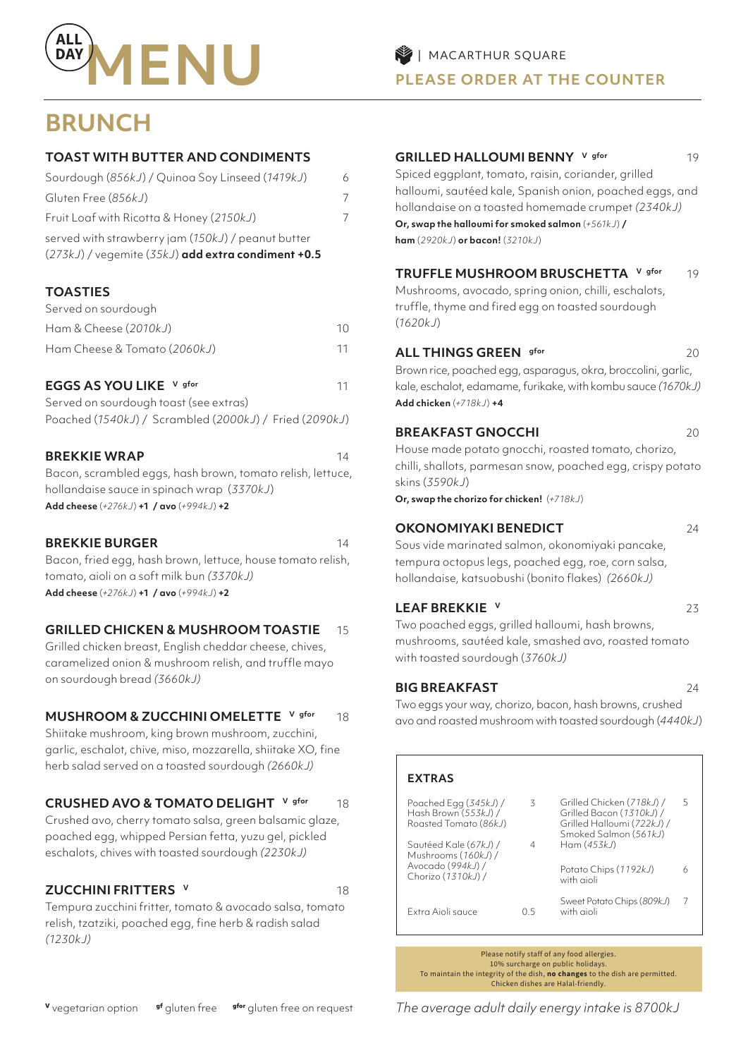# ALL DAY MENU

MACARTHUR SQUARE

**PLEASE ORDER AT THE COUNTER**

## BRUNCH

### TOAST WITH BUTTER AND CONDIMENTS

| | |
|---|---|
| Sourdough (*856kJ*) / Quinoa Soy Linseed (*1419kJ*) | 6 |
| Gluten Free (*856kJ*) | 7 |
| Fruit Loaf with Ricotta & Honey (*2150kJ*) | 7 |

served with strawberry jam (*150kJ*) / peanut butter (*273kJ*) / vegemite (*35kJ*) **add extra condiment +0.5**

### TOASTIES

Served on sourdough

| | |
|---|---|
| Ham & Cheese (*2010kJ*) | 10 |
| Ham Cheese & Tomato (*2060kJ*) | 11 |

### EGGS AS YOU LIKE v gfor — 11

Served on sourdough toast (see extras)
Poached (*1540kJ*) / Scrambled (*2000kJ*) / Fried (*2090kJ*)

### BREKKIE WRAP — 14

Bacon, scrambled eggs, hash brown, tomato relish, lettuce, hollandaise sauce in spinach wrap (*3370kJ*)
**Add cheese** (*+276kJ*) **+1 / avo** (*+994kJ*) **+2**

### BREKKIE BURGER — 14

Bacon, fried egg, hash brown, lettuce, house tomato relish, tomato, aioli on a soft milk bun *(3370kJ)*
**Add cheese** (*+276kJ*) **+1 / avo** (*+994kJ*) **+2**

### GRILLED CHICKEN & MUSHROOM TOASTIE — 15

Grilled chicken breast, English cheddar cheese, chives, caramelized onion & mushroom relish, and truffle mayo on sourdough bread *(3660kJ)*

### MUSHROOM & ZUCCHINI OMELETTE v gfor — 18

Shiitake mushroom, king brown mushroom, zucchini, garlic, eschalot, chive, miso, mozzarella, shiitake XO, fine herb salad served on a toasted sourdough *(2660kJ)*

### CRUSHED AVO & TOMATO DELIGHT v gfor — 18

Crushed avo, cherry tomato salsa, green balsamic glaze, poached egg, whipped Persian fetta, yuzu gel, pickled eschalots, chives with toasted sourdough *(2230kJ)*

### ZUCCHINI FRITTERS v — 18

Tempura zucchini fritter, tomato & avocado salsa, tomato relish, tzatziki, poached egg, fine herb & radish salad *(1230kJ)*

### GRILLED HALLOUMI BENNY v gfor — 19

Spiced eggplant, tomato, raisin, coriander, grilled halloumi, sautéed kale, Spanish onion, poached eggs, and hollandaise on a toasted homemade crumpet *(2340kJ)*
**Or, swap the halloumi for smoked salmon** (*+561kJ*) **/ ham** (*2920kJ*) **or bacon!** (*3210kJ*)

### TRUFFLE MUSHROOM BRUSCHETTA v gfor — 19

Mushrooms, avocado, spring onion, chilli, eschalots, truffle, thyme and fired egg on toasted sourdough (*1620kJ*)

### ALL THINGS GREEN gfor — 20

Brown rice, poached egg, asparagus, okra, broccolini, garlic, kale, eschalot, edamame, furikake, with kombu sauce *(1670kJ)*
**Add chicken** (*+718kJ*) **+4**

### BREAKFAST GNOCCHI — 20

House made potato gnocchi, roasted tomato, chorizo, chilli, shallots, parmesan snow, poached egg, crispy potato skins (*3590kJ*)
**Or, swap the chorizo for chicken!** (*+718kJ*)

### OKONOMIYAKI BENEDICT — 24

Sous vide marinated salmon, okonomiyaki pancake, tempura octopus legs, poached egg, roe, corn salsa, hollandaise, katsuobushi (bonito flakes) *(2660kJ)*

### LEAF BREKKIE v — 23

Two poached eggs, grilled halloumi, hash browns, mushrooms, sautéed kale, smashed avo, roasted tomato with toasted sourdough (*3760kJ*)

### BIG BREAKFAST — 24

Two eggs your way, chorizo, bacon, hash browns, crushed avo and roasted mushroom with toasted sourdough (*4440kJ*)

### EXTRAS

| | |
|---|---|
| Poached Egg (*345kJ*) / Hash Brown (*553kJ*) / Roasted Tomato (*86kJ*) | 3 |
| Sautéed Kale (*67kJ*) / Mushrooms (*160kJ*) / Avocado (*994kJ*) / Chorizo (*1310kJ*) / | 4 |
| Extra Aioli sauce | 0.5 |
| Grilled Chicken (*718kJ*) / Grilled Bacon (*1310kJ*) / Grilled Halloumi (*722kJ*) / Smoked Salmon (*561kJ*) Ham (*453kJ*) | 5 |
| Potato Chips (*1192kJ*) with aioli | 6 |
| Sweet Potato Chips (*809kJ*) with aioli | 7 |

Please notify staff of any food allergies.
10% surcharge on public holidays.
To maintain the integrity of the dish, **no changes** to the dish are permitted.
Chicken dishes are Halal-friendly.

**v** vegetarian option **gf** gluten free **gfor** gluten free on request

*The average adult daily energy intake is 8700kJ*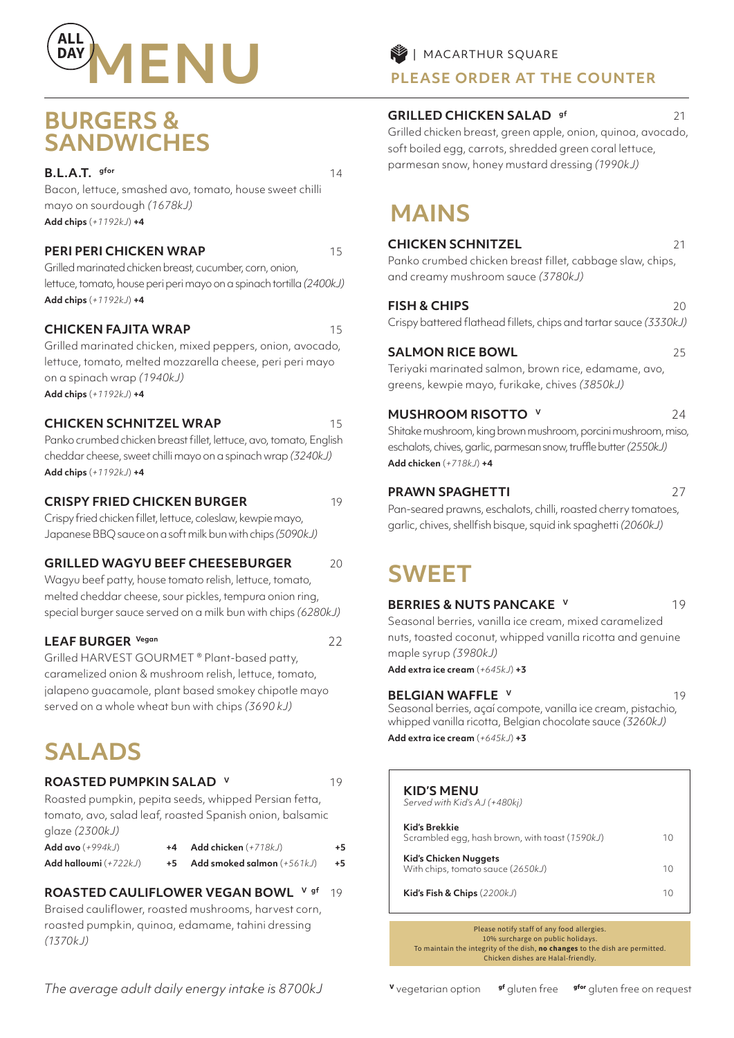# ALL DAY MENU

| MACARTHUR SQUARE

**PLEASE ORDER AT THE COUNTER**

## BURGERS & SANDWICHES

**B.L.A.T.** gfor — 14
Bacon, lettuce, smashed avo, tomato, house sweet chilli mayo on sourdough *(1678kJ)*
**Add chips** (*+1192kJ*) **+4**

**PERI PERI CHICKEN WRAP** — 15
Grilled marinated chicken breast, cucumber, corn, onion, lettuce, tomato, house peri peri mayo on a spinach tortilla *(2400kJ)*
**Add chips** (*+1192kJ*) **+4**

**CHICKEN FAJITA WRAP** — 15
Grilled marinated chicken, mixed peppers, onion, avocado, lettuce, tomato, melted mozzarella cheese, peri peri mayo on a spinach wrap *(1940kJ)*
**Add chips** (*+1192kJ*) **+4**

**CHICKEN SCHNITZEL WRAP** — 15
Panko crumbed chicken breast fillet, lettuce, avo, tomato, English cheddar cheese, sweet chilli mayo on a spinach wrap *(3240kJ)*
**Add chips** (*+1192kJ*) **+4**

**CRISPY FRIED CHICKEN BURGER** — 19
Crispy fried chicken fillet, lettuce, coleslaw, kewpie mayo, Japanese BBQ sauce on a soft milk bun with chips *(5090kJ)*

**GRILLED WAGYU BEEF CHEESEBURGER** — 20
Wagyu beef patty, house tomato relish, lettuce, tomato, melted cheddar cheese, sour pickles, tempura onion ring, special burger sauce served on a milk bun with chips *(6280kJ)*

**LEAF BURGER** Vegan — 22
Grilled HARVEST GOURMET ® Plant-based patty, caramelized onion & mushroom relish, lettuce, tomato, jalapeno guacamole, plant based smokey chipotle mayo served on a whole wheat bun with chips *(3690 kJ)*

## SALADS

**ROASTED PUMPKIN SALAD** V — 19
Roasted pumpkin, pepita seeds, whipped Persian fetta, tomato, avo, salad leaf, roasted Spanish onion, balsamic glaze *(2300kJ)*

| | | | |
|---|---|---|---|
| **Add avo** (*+994kJ*) | **+4** | **Add chicken** (*+718kJ*) | **+5** |
| **Add halloumi** (*+722kJ*) | **+5** | **Add smoked salmon** (*+561kJ*) | **+5** |

**ROASTED CAULIFLOWER VEGAN BOWL** V gf — 19
Braised cauliflower, roasted mushrooms, harvest corn, roasted pumpkin, quinoa, edamame, tahini dressing *(1370kJ)*

**GRILLED CHICKEN SALAD** gf — 21
Grilled chicken breast, green apple, onion, quinoa, avocado, soft boiled egg, carrots, shredded green coral lettuce, parmesan snow, honey mustard dressing *(1990kJ)*

## MAINS

**CHICKEN SCHNITZEL** — 21
Panko crumbed chicken breast fillet, cabbage slaw, chips, and creamy mushroom sauce *(3780kJ)*

**FISH & CHIPS** — 20
Crispy battered flathead fillets, chips and tartar sauce *(3330kJ)*

**SALMON RICE BOWL** — 25
Teriyaki marinated salmon, brown rice, edamame, avo, greens, kewpie mayo, furikake, chives *(3850kJ)*

**MUSHROOM RISOTTO** V — 24
Shitake mushroom, king brown mushroom, porcini mushroom, miso, eschalots, chives, garlic, parmesan snow, truffle butter *(2550kJ)*
**Add chicken** (*+718kJ*) **+4**

**PRAWN SPAGHETTI** — 27
Pan-seared prawns, eschalots, chilli, roasted cherry tomatoes, garlic, chives, shellfish bisque, squid ink spaghetti *(2060kJ)*

## SWEET

**BERRIES & NUTS PANCAKE** V — 19
Seasonal berries, vanilla ice cream, mixed caramelized nuts, toasted coconut, whipped vanilla ricotta and genuine maple syrup *(3980kJ)*
**Add extra ice cream** (*+645kJ*) **+3**

**BELGIAN WAFFLE** V — 19
Seasonal berries, açaí compote, vanilla ice cream, pistachio, whipped vanilla ricotta, Belgian chocolate sauce *(3260kJ)*
**Add extra ice cream** (*+645kJ*) **+3**

### KID'S MENU
*Served with Kid's AJ (+480kj)*

| Item | Price |
|---|---|
| **Kid's Brekkie** Scrambled egg, hash brown, with toast (*1590kJ*) | 10 |
| **Kid's Chicken Nuggets** With chips, tomato sauce (*2650kJ*) | 10 |
| **Kid's Fish & Chips** (*2200kJ*) | 10 |

Please notify staff of any food allergies.
10% surcharge on public holidays.
To maintain the integrity of the dish, **no changes** to the dish are permitted.
Chicken dishes are Halal-friendly.

*The average adult daily energy intake is 8700kJ*

V vegetarian option   gf gluten free   gfor gluten free on request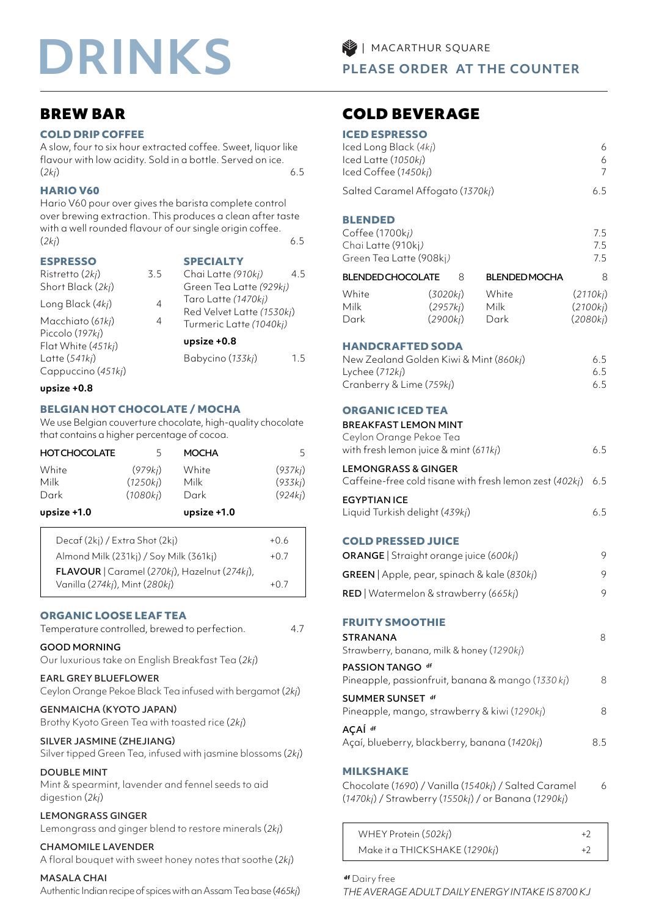# DRINKS

| MACARTHUR SQUARE

PLEASE ORDER AT THE COUNTER

## BREW BAR

### COLD DRIP COFFEE

A slow, four to six hour extracted coffee. Sweet, liquor like flavour with low acidity. Sold in a bottle. Served on ice.
(*2kj*) 6.5

### HARIO V60

Hario V60 pour over gives the barista complete control over brewing extraction. This produces a clean after taste with a well rounded flavour of our single origin coffee.
(*2kj*) 6.5

### ESPRESSO

| | |
|---|---|
| Ristretto (*2kj*) | 3.5 |
| Short Black (*2kj*) | |
| Long Black (*4kj*) | 4 |
| Macchiato (*61kj*) | 4 |
| Piccolo (*197kj*) | |
| Flat White (*451kj*) | |
| Latte (*541kj*) | |
| Cappuccino (*451kj*) | |

**upsize +0.8**

### SPECIALTY

| | |
|---|---|
| Chai Latte (*910kj*) | 4.5 |
| Green Tea Latte (*929kj*) | |
| Taro Latte (*1470kj*) | |
| Red Velvet Latte (*1530kj*) | |
| Turmeric Latte (*1040kj*) | |

**upsize +0.8**

| | |
|---|---|
| Babycino (*133kj*) | 1.5 |

### BELGIAN HOT CHOCOLATE / MOCHA

We use Belgian couverture chocolate, high-quality chocolate that contains a higher percentage of cocoa.

| HOT CHOCOLATE | 5 | MOCHA | 5 |
|---|---|---|---|
| White | (*979kj*) | White | (*937kj*) |
| Milk | (*1250kj*) | Milk | (*933kj*) |
| Dark | (*1080kj*) | Dark | (*924kj*) |
| **upsize +1.0** | | **upsize +1.0** | |

| | |
|---|---|
| Decaf (2kj) / Extra Shot (2kj) | +0.6 |
| Almond Milk (231kj) / Soy Milk (361kj) | +0.7 |
| **FLAVOUR** \| Caramel (*270kj*), Hazelnut (*274kj*), Vanilla (*274kj*), Mint (*280kj*) | +0.7 |

### ORGANIC LOOSE LEAF TEA

Temperature controlled, brewed to perfection. 4.7

**GOOD MORNING**
Our luxurious take on English Breakfast Tea (*2kj*)

**EARL GREY BLUEFLOWER**
Ceylon Orange Pekoe Black Tea infused with bergamot (*2kj*)

**GENMAICHA (KYOTO JAPAN)**
Brothy Kyoto Green Tea with toasted rice (*2kj*)

**SILVER JASMINE (ZHEJIANG)**
Silver tipped Green Tea, infused with jasmine blossoms (*2kj*)

**DOUBLE MINT**
Mint & spearmint, lavender and fennel seeds to aid digestion (*2kj*)

**LEMONGRASS GINGER**
Lemongrass and ginger blend to restore minerals (*2kj*)

**CHAMOMILE LAVENDER**
A floral bouquet with sweet honey notes that soothe (*2kj*)

**MASALA CHAI**
Authentic Indian recipe of spices with an Assam Tea base (*465kj*)

## COLD BEVERAGE

### ICED ESPRESSO

| | |
|---|---|
| Iced Long Black (*4kj*) | 6 |
| Iced Latte (*1050kj*) | 6 |
| Iced Coffee (*1450kj*) | 7 |
| Salted Caramel Affogato (*1370kj*) | 6.5 |

### BLENDED

| | |
|---|---|
| Coffee (*1700kj*) | 7.5 |
| Chai Latte (*910kj*) | 7.5 |
| Green Tea Latte (*908kj*) | 7.5 |

| BLENDED CHOCOLATE | 8 | BLENDED MOCHA | 8 |
|---|---|---|---|
| White | (*3020kj*) | White | (*2110kj*) |
| Milk | (*2957kj*) | Milk | (*2100kj*) |
| Dark | (*2900kj*) | Dark | (*2080kj*) |

### HANDCRAFTED SODA

| | |
|---|---|
| New Zealand Golden Kiwi & Mint (*860kj*) | 6.5 |
| Lychee (*712kj*) | 6.5 |
| Cranberry & Lime (*759kj*) | 6.5 |

### ORGANIC ICED TEA

**BREAKFAST LEMON MINT**
Ceylon Orange Pekoe Tea with fresh lemon juice & mint (*611kj*) 6.5

**LEMONGRASS & GINGER**
Caffeine-free cold tisane with fresh lemon zest (*402kj*) 6.5

**EGYPTIAN ICE**
Liquid Turkish delight (*439kj*) 6.5

### COLD PRESSED JUICE

| | |
|---|---|
| **ORANGE** \| Straight orange juice (*600kj*) | 9 |
| **GREEN** \| Apple, pear, spinach & kale (*830kj*) | 9 |
| **RED** \| Watermelon & strawberry (*665kj*) | 9 |

### FRUITY SMOOTHIE

**STRANANA** 8
Strawberry, banana, milk & honey (*1290kj*)

**PASSION TANGO** df
Pineapple, passionfruit, banana & mango (*1330 kj*) 8

**SUMMER SUNSET** df
Pineapple, mango, strawberry & kiwi (*1290kj*) 8

**AÇAÍ** df
Açaí, blueberry, blackberry, banana (*1420kj*) 8.5

### MILKSHAKE

Chocolate (*1690*) / Vanilla (*1540kj*) / Salted Caramel (*1470kj*) / Strawberry (*1550kj*) / or Banana (*1290kj*) 6

| | |
|---|---|
| WHEY Protein (*502kj*) | +2 |
| Make it a THICKSHAKE (*1290kj*) | +2 |

df Dairy free

*THE AVERAGE ADULT DAILY ENERGY INTAKE IS 8700 KJ*